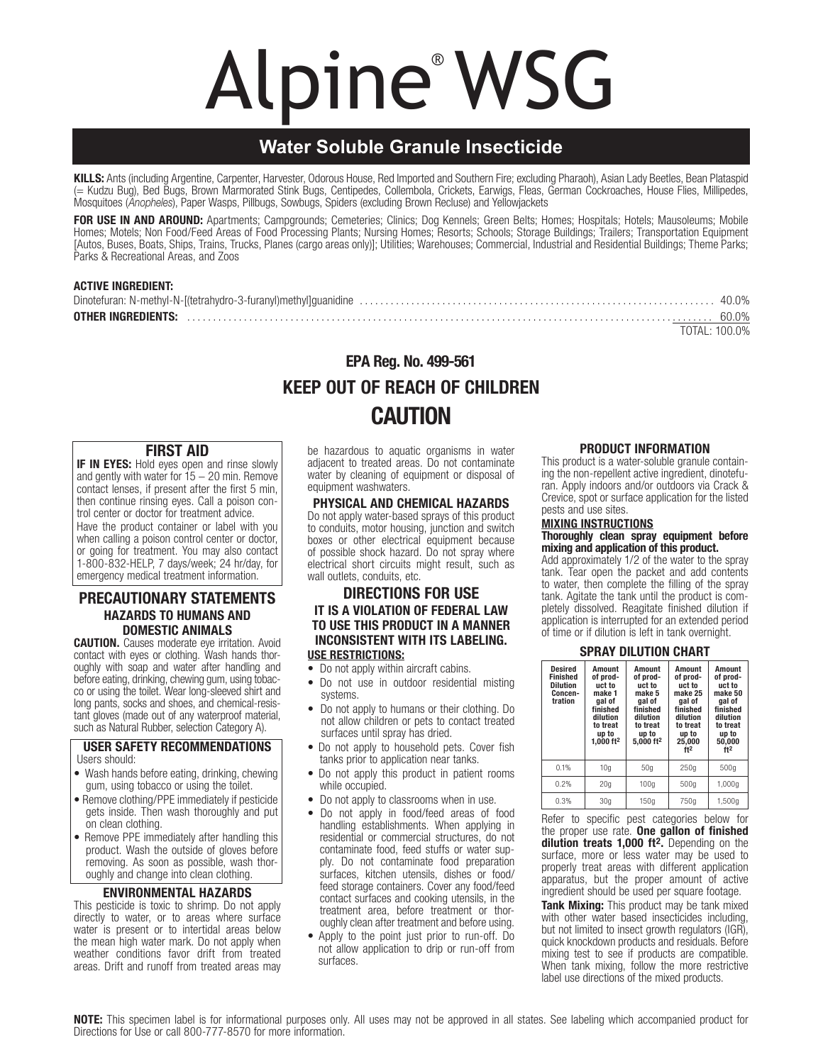# Alpine® WSG

## Water Soluble Granule Insecticide

**KILLS:** Ants (including Argentine, Carpenter, Harvester, Odorous House, Red Imported and Southern Fire; excluding Pharaoh), Asian Lady Beetles, Bean Plataspid (= Kudzu Bug), Bed Bugs, Brown Marmorated Stink Bugs, Centipedes, Collembola, Crickets, Earwigs, Fleas, German Cockroaches, House Flies, Millipedes, Mosquitoes (*Anopheles*), Paper Wasps, Pillbugs, Sowbugs, Spiders (excluding Brown Recluse) and Yellowjackets

**FOR USE IN AND AROUND:** Apartments; Campgrounds; Cemeteries; Clinics; Dog Kennels; Green Belts; Homes; Hospitals; Hotels; Mausoleums; Mobile Homes; Motels; Non Food/Feed Areas of Food Processing Plants; Nursing Homes; Resorts; Schools; Storage Buildings; Trailers; Transportation Equipment [Autos, Buses, Boats, Ships, Trains, Trucks, Planes (cargo areas only)]; Utilities; Warehouses; Commercial, Industrial and Residential Buildings; Theme Parks; Parks & Recreational Areas, and Zoos

**ACTIVE INGREDIENT:**

| | |
|---|---|
| Dinotefuran: N-methyl-N-[(tetrahydro-3-furanyl)methyl]guanidine | 40.0% |
| **OTHER INGREDIENTS:** | 60.0% |
| | TOTAL: 100.0% |

**EPA Reg. No. 499-561**

**KEEP OUT OF REACH OF CHILDREN**

**CAUTION**

### FIRST AID

**IF IN EYES:** Hold eyes open and rinse slowly and gently with water for 15 – 20 min. Remove contact lenses, if present after the first 5 min, then continue rinsing eyes. Call a poison control center or doctor for treatment advice.

Have the product container or label with you when calling a poison control center or doctor, or going for treatment. You may also contact 1-800-832-HELP, 7 days/week; 24 hr/day, for emergency medical treatment information.

### PRECAUTIONARY STATEMENTS

#### HAZARDS TO HUMANS AND DOMESTIC ANIMALS

**CAUTION.** Causes moderate eye irritation. Avoid contact with eyes or clothing. Wash hands thoroughly with soap and water after handling and before eating, drinking, chewing gum, using tobacco or using the toilet. Wear long-sleeved shirt and long pants, socks and shoes, and chemical-resistant gloves (made out of any waterproof material, such as Natural Rubber, selection Category A).

#### USER SAFETY RECOMMENDATIONS

Users should:

- Wash hands before eating, drinking, chewing gum, using tobacco or using the toilet.
- Remove clothing/PPE immediately if pesticide gets inside. Then wash thoroughly and put on clean clothing.
- Remove PPE immediately after handling this product. Wash the outside of gloves before removing. As soon as possible, wash thoroughly and change into clean clothing.

#### ENVIRONMENTAL HAZARDS

This pesticide is toxic to shrimp. Do not apply directly to water, or to areas where surface water is present or to intertidal areas below the mean high water mark. Do not apply when weather conditions favor drift from treated areas. Drift and runoff from treated areas may be hazardous to aquatic organisms in water adjacent to treated areas. Do not contaminate water by cleaning of equipment or disposal of equipment washwaters.

#### PHYSICAL AND CHEMICAL HAZARDS

Do not apply water-based sprays of this product to conduits, motor housing, junction and switch boxes or other electrical equipment because of possible shock hazard. Do not spray where electrical short circuits might result, such as wall outlets, conduits, etc.

### DIRECTIONS FOR USE

**IT IS A VIOLATION OF FEDERAL LAW TO USE THIS PRODUCT IN A MANNER INCONSISTENT WITH ITS LABELING.**

**USE RESTRICTIONS:**

- Do not apply within aircraft cabins.
- Do not use in outdoor residential misting systems.
- Do not apply to humans or their clothing. Do not allow children or pets to contact treated surfaces until spray has dried.
- Do not apply to household pets. Cover fish tanks prior to application near tanks.
- Do not apply this product in patient rooms while occupied.
- Do not apply to classrooms when in use.
- Do not apply in food/feed areas of food handling establishments. When applying in residential or commercial structures, do not contaminate food, feed stuffs or water supply. Do not contaminate food preparation surfaces, kitchen utensils, dishes or food/feed storage containers. Cover any food/feed contact surfaces and cooking utensils, in the treatment area, before treatment or thoroughly clean after treatment and before using.
- Apply to the point just prior to run-off. Do not allow application to drip or run-off from surfaces.

### PRODUCT INFORMATION

This product is a water-soluble granule containing the non-repellent active ingredient, dinotefuran. Apply indoors and/or outdoors via Crack & Crevice, spot or surface application for the listed pests and use sites.

**MIXING INSTRUCTIONS**

**Thoroughly clean spray equipment before mixing and application of this product.**

Add approximately 1/2 of the water to the spray tank. Tear open the packet and add contents to water, then complete the filling of the spray tank. Agitate the tank until the product is completely dissolved. Reagitate finished dilution if application is interrupted for an extended period of time or if dilution is left in tank overnight.

**SPRAY DILUTION CHART**

| Desired Finished Dilution Concentration | Amount of product to make 1 gal of finished dilution to treat up to 1,000 ft$^2$ | Amount of product to make 5 gal of finished dilution to treat up to 5,000 ft$^2$ | Amount of product to make 25 gal of finished dilution to treat up to 25,000 ft$^2$ | Amount of product to make 50 gal of finished dilution to treat up to 50,000 ft$^2$ |
|---|---|---|---|---|
| 0.1% | 10g | 50g | 250g | 500g |
| 0.2% | 20g | 100g | 500g | 1,000g |
| 0.3% | 30g | 150g | 750g | 1,500g |

Refer to specific pest categories below for the proper use rate. **One gallon of finished dilution treats 1,000 ft$^2$.** Depending on the surface, more or less water may be used to properly treat areas with different application apparatus, but the proper amount of active ingredient should be used per square footage.

**Tank Mixing:** This product may be tank mixed with other water based insecticides including, but not limited to insect growth regulators (IGR), quick knockdown products and residuals. Before mixing test to see if products are compatible. When tank mixing, follow the more restrictive label use directions of the mixed products.

**NOTE:** This specimen label is for informational purposes only. All uses may not be approved in all states. See labeling which accompanied product for Directions for Use or call 800-777-8570 for more information.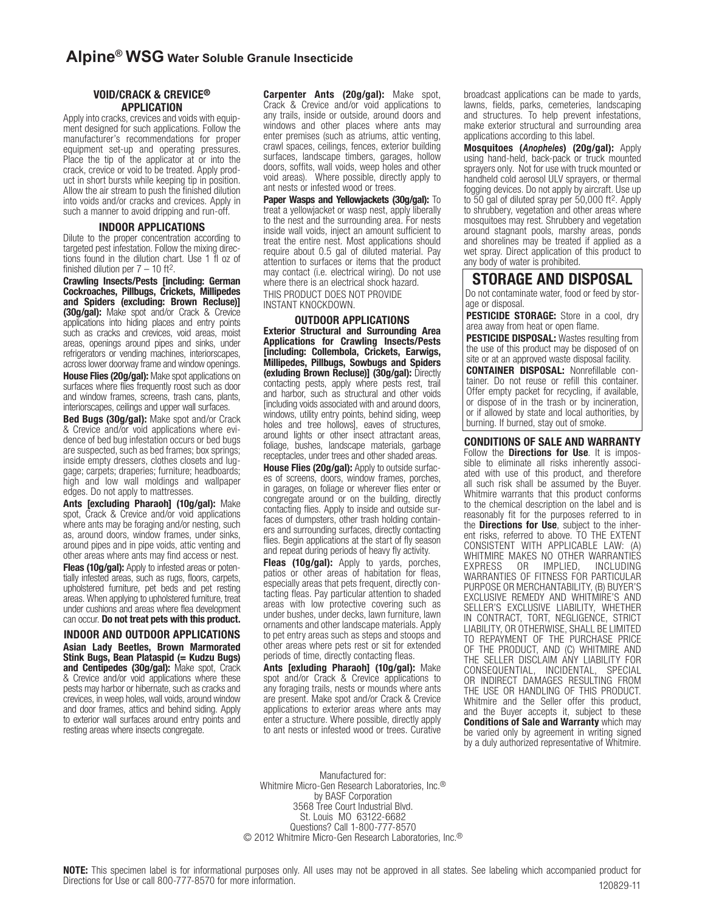# Alpine® WSG Water Soluble Granule Insecticide

### VOID/CRACK & CREVICE® APPLICATION

Apply into cracks, crevices and voids with equipment designed for such applications. Follow the manufacturer's recommendations for proper equipment set-up and operating pressures. Place the tip of the applicator at or into the crack, crevice or void to be treated. Apply product in short bursts while keeping tip in position. Allow the air stream to push the finished dilution into voids and/or cracks and crevices. Apply in such a manner to avoid dripping and run-off.

### INDOOR APPLICATIONS

Dilute to the proper concentration according to targeted pest infestation. Follow the mixing directions found in the dilution chart. Use 1 fl oz of finished dilution per 7 – 10 ft$^2$.

**Crawling Insects/Pests [including: German Cockroaches, Pillbugs, Crickets, Millipedes and Spiders (excluding: Brown Recluse)] (30g/gal):** Make spot and/or Crack & Crevice applications into hiding places and entry points such as cracks and crevices, void areas, moist areas, openings around pipes and sinks, under refrigerators or vending machines, interiorscapes, across lower doorway frame and window openings.

**House Flies (20g/gal):** Make spot applications on surfaces where flies frequently roost such as door and window frames, screens, trash cans, plants, interiorscapes, ceilings and upper wall surfaces.

**Bed Bugs (30g/gal):** Make spot and/or Crack & Crevice and/or void applications where evidence of bed bug infestation occurs or bed bugs are suspected, such as bed frames; box springs; inside empty dressers, clothes closets and luggage; carpets; draperies; furniture; headboards; high and low wall moldings and wallpaper edges. Do not apply to mattresses.

**Ants [excluding Pharaoh] (10g/gal):** Make spot, Crack & Crevice and/or void applications where ants may be foraging and/or nesting, such as, around doors, window frames, under sinks, around pipes and in pipe voids, attic venting and other areas where ants may find access or nest.

**Fleas (10g/gal):** Apply to infested areas or potentially infested areas, such as rugs, floors, carpets, upholstered furniture, pet beds and pet resting areas. When applying to upholstered furniture, treat under cushions and areas where flea development can occur. **Do not treat pets with this product.**

### INDOOR AND OUTDOOR APPLICATIONS

**Asian Lady Beetles, Brown Marmorated Stink Bugs, Bean Plataspid (= Kudzu Bugs) and Centipedes (30g/gal):** Make spot, Crack & Crevice and/or void applications where these pests may harbor or hibernate, such as cracks and crevices, in weep holes, wall voids, around window and door frames, attics and behind siding. Apply to exterior wall surfaces around entry points and resting areas where insects congregate.

**Carpenter Ants (20g/gal):** Make spot, Crack & Crevice and/or void applications to any trails, inside or outside, around doors and windows and other places where ants may enter premises (such as atriums, attic venting, crawl spaces, ceilings, fences, exterior building surfaces, landscape timbers, garages, hollow doors, soffits, wall voids, weep holes and other void areas). Where possible, directly apply to ant nests or infested wood or trees.

**Paper Wasps and Yellowjackets (30g/gal):** To treat a yellowjacket or wasp nest, apply liberally to the nest and the surrounding area. For nests inside wall voids, inject an amount sufficient to treat the entire nest. Most applications should require about 0.5 gal of diluted material. Pay attention to surfaces or items that the product may contact (i.e. electrical wiring). Do not use where there is an electrical shock hazard.

THIS PRODUCT DOES NOT PROVIDE INSTANT KNOCKDOWN.

### OUTDOOR APPLICATIONS

**Exterior Structural and Surrounding Area Applications for Crawling Insects/Pests [including: Collembola, Crickets, Earwigs, Millipedes, Pillbugs, Sowbugs and Spiders (exluding Brown Recluse)] (30g/gal):** Directly contacting pests, apply where pests rest, trail and harbor, such as structural and other voids [including voids associated with and around doors, windows, utility entry points, behind siding, weep holes and tree hollows], eaves of structures, around lights or other insect attractant areas, foliage, bushes, landscape materials, garbage receptacles, under trees and other shaded areas.

**House Flies (20g/gal):** Apply to outside surfaces of screens, doors, window frames, porches, in garages, on foliage or wherever flies enter or congregate around or on the building, directly contacting flies. Apply to inside and outside surfaces of dumpsters, other trash holding containers and surrounding surfaces, directly contacting flies. Begin applications at the start of fly season and repeat during periods of heavy fly activity.

**Fleas (10g/gal):** Apply to yards, porches, patios or other areas of habitation for fleas, especially areas that pets frequent, directly contacting fleas. Pay particular attention to shaded areas with low protective covering such as under bushes, under decks, lawn furniture, lawn ornaments and other landscape materials. Apply to pet entry areas such as steps and stoops and other areas where pets rest or sit for extended periods of time, directly contacting fleas.

**Ants [exluding Pharaoh] (10g/gal):** Make spot and/or Crack & Crevice applications to any foraging trails, nests or mounds where ants are present. Make spot and/or Crack & Crevice applications to exterior areas where ants may enter a structure. Where possible, directly apply to ant nests or infested wood or trees. Curative broadcast applications can be made to yards, lawns, fields, parks, cemeteries, landscaping and structures. To help prevent infestations, make exterior structural and surrounding area applications according to this label.

**Mosquitoes (*Anopheles*) (20g/gal):** Apply using hand-held, back-pack or truck mounted sprayers only. Not for use with truck mounted or handheld cold aerosol ULV sprayers, or thermal fogging devices. Do not apply by aircraft. Use up to 50 gal of diluted spray per 50,000 ft$^2$. Apply to shrubbery, vegetation and other areas where mosquitoes may rest. Shrubbery and vegetation around stagnant pools, marshy areas, ponds and shorelines may be treated if applied as a wet spray. Direct application of this product to any body of water is prohibited.

## STORAGE AND DISPOSAL

Do not contaminate water, food or feed by storage or disposal.

**PESTICIDE STORAGE:** Store in a cool, dry area away from heat or open flame.

**PESTICIDE DISPOSAL:** Wastes resulting from the use of this product may be disposed of on site or at an approved waste disposal facility.

**CONTAINER DISPOSAL:** Nonrefillable container. Do not reuse or refill this container. Offer empty packet for recycling, if available, or dispose of in the trash or by incineration, or if allowed by state and local authorities, by burning. If burned, stay out of smoke.

### CONDITIONS OF SALE AND WARRANTY

Follow the **Directions for Use**. It is impossible to eliminate all risks inherently associated with use of this product, and therefore all such risk shall be assumed by the Buyer. Whitmire warrants that this product conforms to the chemical description on the label and is reasonably fit for the purposes referred to in the **Directions for Use**, subject to the inherent risks, referred to above. TO THE EXTENT CONSISTENT WITH APPLICABLE LAW: (A) WHITMIRE MAKES NO OTHER WARRANTIES EXPRESS OR IMPLIED, INCLUDING WARRANTIES OF FITNESS FOR PARTICULAR PURPOSE OR MERCHANTABILITY, (B) BUYER'S EXCLUSIVE REMEDY AND WHITMIRE'S AND SELLER'S EXCLUSIVE LIABILITY, WHETHER IN CONTRACT, TORT, NEGLIGENCE, STRICT LIABILITY, OR OTHERWISE, SHALL BE LIMITED TO REPAYMENT OF THE PURCHASE PRICE OF THE PRODUCT, AND (C) WHITMIRE AND THE SELLER DISCLAIM ANY LIABILITY FOR CONSEQUENTIAL, INCIDENTAL, SPECIAL OR INDIRECT DAMAGES RESULTING FROM THE USE OR HANDLING OF THIS PRODUCT. Whitmire and the Seller offer this product, and the Buyer accepts it, subject to these **Conditions of Sale and Warranty** which may be varied only by agreement in writing signed by a duly authorized representative of Whitmire.

Manufactured for:
Whitmire Micro-Gen Research Laboratories, Inc.®
by BASF Corporation
3568 Tree Court Industrial Blvd.
St. Louis MO 63122-6682
Questions? Call 1-800-777-8570
© 2012 Whitmire Micro-Gen Research Laboratories, Inc.®

**NOTE:** This specimen label is for informational purposes only. All uses may not be approved in all states. See labeling which accompanied product for Directions for Use or call 800-777-8570 for more information.

120829-11